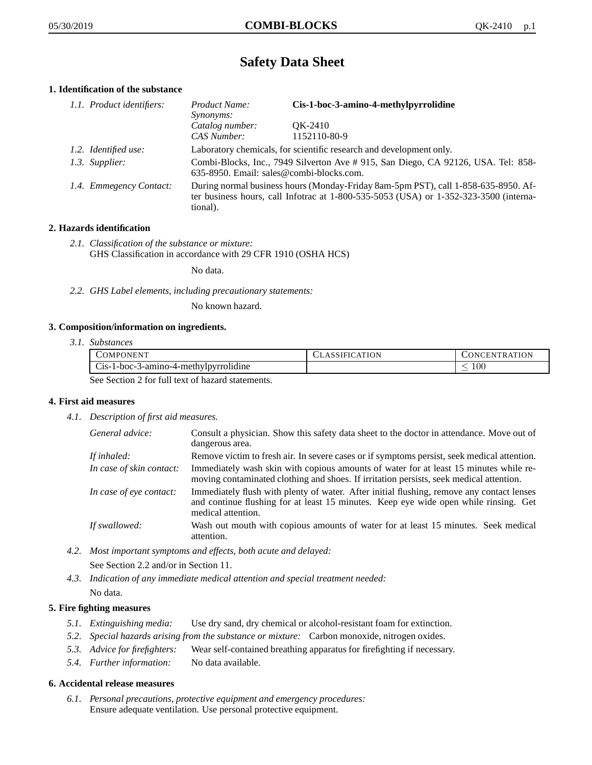# Safety Data Sheet

## 1. Identification of the substance

| | | |
|---|---|---|
| *1.1. Product identifiers:* | *Product Name:* | **Cis-1-boc-3-amino-4-methylpyrrolidine** |
| | *Synonyms:* | |
| | *Catalog number:* | QK-2410 |
| | *CAS Number:* | 1152110-80-9 |

*1.2. Identified use:* Laboratory chemicals, for scientific research and development only.

*1.3. Supplier:* Combi-Blocks, Inc., 7949 Silverton Ave # 915, San Diego, CA 92126, USA. Tel: 858-635-8950. Email: sales@combi-blocks.com.

*1.4. Emmegency Contact:* During normal business hours (Monday-Friday 8am-5pm PST), call 1-858-635-8950. After business hours, call Infotrac at 1-800-535-5053 (USA) or 1-352-323-3500 (international).

## 2. Hazards identification

*2.1. Classification of the substance or mixture:*
GHS Classification in accordance with 29 CFR 1910 (OSHA HCS)

No data.

*2.2. GHS Label elements, including precautionary statements:*

No known hazard.

## 3. Composition/information on ingredients.

*3.1. Substances*

| COMPONENT | CLASSIFICATION | CONCENTRATION |
|---|---|---|
| Cis-1-boc-3-amino-4-methylpyrrolidine | | $\leq 100$ |

See Section 2 for full text of hazard statements.

## 4. First aid measures

*4.1. Description of first aid measures.*

*General advice:* Consult a physician. Show this safety data sheet to the doctor in attendance. Move out of dangerous area.

*If inhaled:* Remove victim to fresh air. In severe cases or if symptoms persist, seek medical attention.

*In case of skin contact:* Immediately wash skin with copious amounts of water for at least 15 minutes while removing contaminated clothing and shoes. If irritation persists, seek medical attention.

*In case of eye contact:* Immediately flush with plenty of water. After initial flushing, remove any contact lenses and continue flushing for at least 15 minutes. Keep eye wide open while rinsing. Get medical attention.

*If swallowed:* Wash out mouth with copious amounts of water for at least 15 minutes. Seek medical attention.

*4.2. Most important symptoms and effects, both acute and delayed:*

See Section 2.2 and/or in Section 11.

*4.3. Indication of any immediate medical attention and special treatment needed:*

No data.

## 5. Fire fighting measures

*5.1. Extinguishing media:* Use dry sand, dry chemical or alcohol-resistant foam for extinction.

*5.2. Special hazards arising from the substance or mixture:* Carbon monoxide, nitrogen oxides.

*5.3. Advice for firefighters:* Wear self-contained breathing apparatus for firefighting if necessary.

*5.4. Further information:* No data available.

## 6. Accidental release measures

*6.1. Personal precautions, protective equipment and emergency procedures:*
Ensure adequate ventilation. Use personal protective equipment.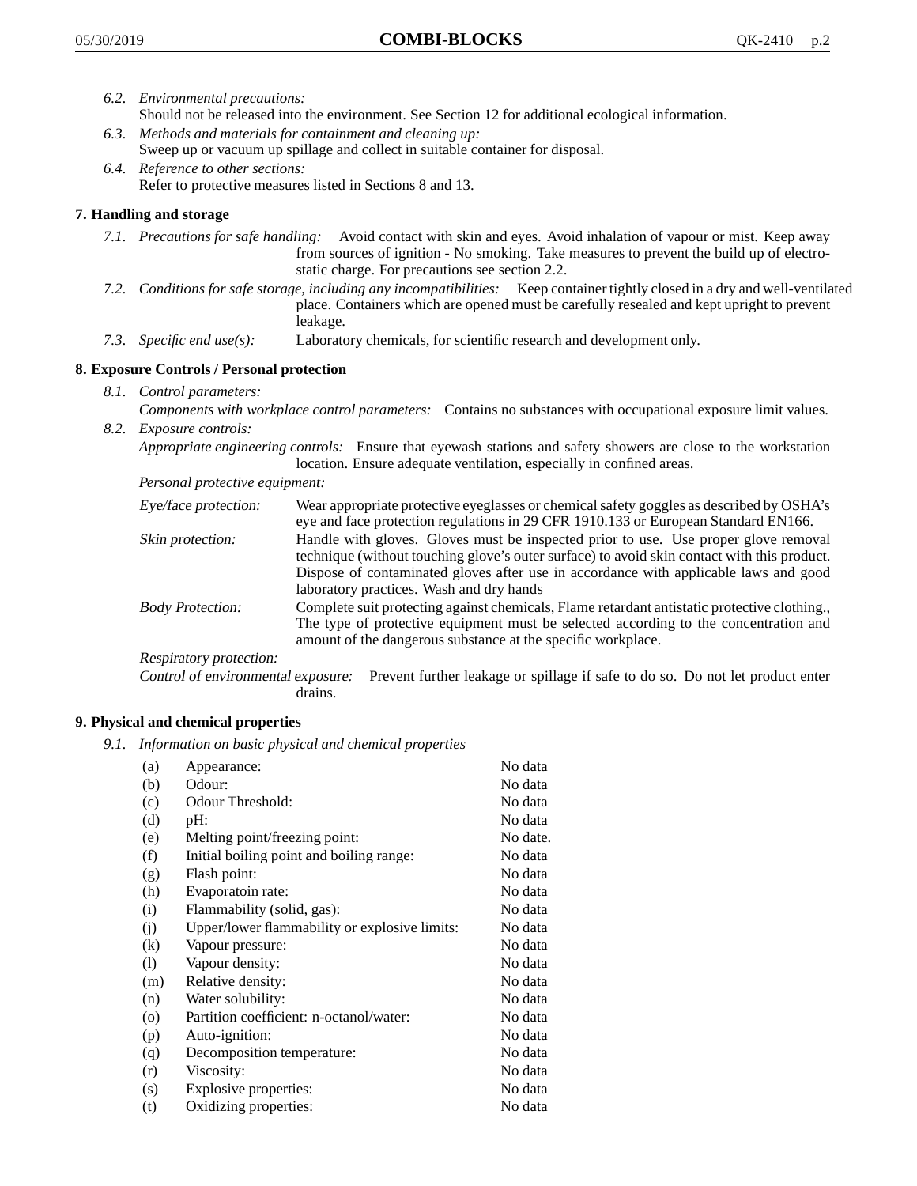*6.2. Environmental precautions:*
Should not be released into the environment. See Section 12 for additional ecological information.

*6.3. Methods and materials for containment and cleaning up:*
Sweep up or vacuum up spillage and collect in suitable container for disposal.

*6.4. Reference to other sections:*
Refer to protective measures listed in Sections 8 and 13.

## 7. Handling and storage

*7.1. Precautions for safe handling:* Avoid contact with skin and eyes. Avoid inhalation of vapour or mist. Keep away from sources of ignition - No smoking. Take measures to prevent the build up of electrostatic charge. For precautions see section 2.2.

*7.2. Conditions for safe storage, including any incompatibilities:* Keep container tightly closed in a dry and well-ventilated place. Containers which are opened must be carefully resealed and kept upright to prevent leakage.

*7.3. Specific end use(s):* Laboratory chemicals, for scientific research and development only.

## 8. Exposure Controls / Personal protection

*8.1. Control parameters:*
*Components with workplace control parameters:* Contains no substances with occupational exposure limit values.

*8.2. Exposure controls:*
*Appropriate engineering controls:* Ensure that eyewash stations and safety showers are close to the workstation location. Ensure adequate ventilation, especially in confined areas.

*Personal protective equipment:*

*Eye/face protection:* Wear appropriate protective eyeglasses or chemical safety goggles as described by OSHA's eye and face protection regulations in 29 CFR 1910.133 or European Standard EN166.

*Skin protection:* Handle with gloves. Gloves must be inspected prior to use. Use proper glove removal technique (without touching glove's outer surface) to avoid skin contact with this product. Dispose of contaminated gloves after use in accordance with applicable laws and good laboratory practices. Wash and dry hands

*Body Protection:* Complete suit protecting against chemicals, Flame retardant antistatic protective clothing., The type of protective equipment must be selected according to the concentration and amount of the dangerous substance at the specific workplace.

*Respiratory protection:*

*Control of environmental exposure:* Prevent further leakage or spillage if safe to do so. Do not let product enter drains.

## 9. Physical and chemical properties

*9.1. Information on basic physical and chemical properties*

| | | |
|---|---|---|
| (a) | Appearance: | No data |
| (b) | Odour: | No data |
| (c) | Odour Threshold: | No data |
| (d) | pH: | No data |
| (e) | Melting point/freezing point: | No date. |
| (f) | Initial boiling point and boiling range: | No data |
| (g) | Flash point: | No data |
| (h) | Evaporatoin rate: | No data |
| (i) | Flammability (solid, gas): | No data |
| (j) | Upper/lower flammability or explosive limits: | No data |
| (k) | Vapour pressure: | No data |
| (l) | Vapour density: | No data |
| (m) | Relative density: | No data |
| (n) | Water solubility: | No data |
| (o) | Partition coefficient: n-octanol/water: | No data |
| (p) | Auto-ignition: | No data |
| (q) | Decomposition temperature: | No data |
| (r) | Viscosity: | No data |
| (s) | Explosive properties: | No data |
| (t) | Oxidizing properties: | No data |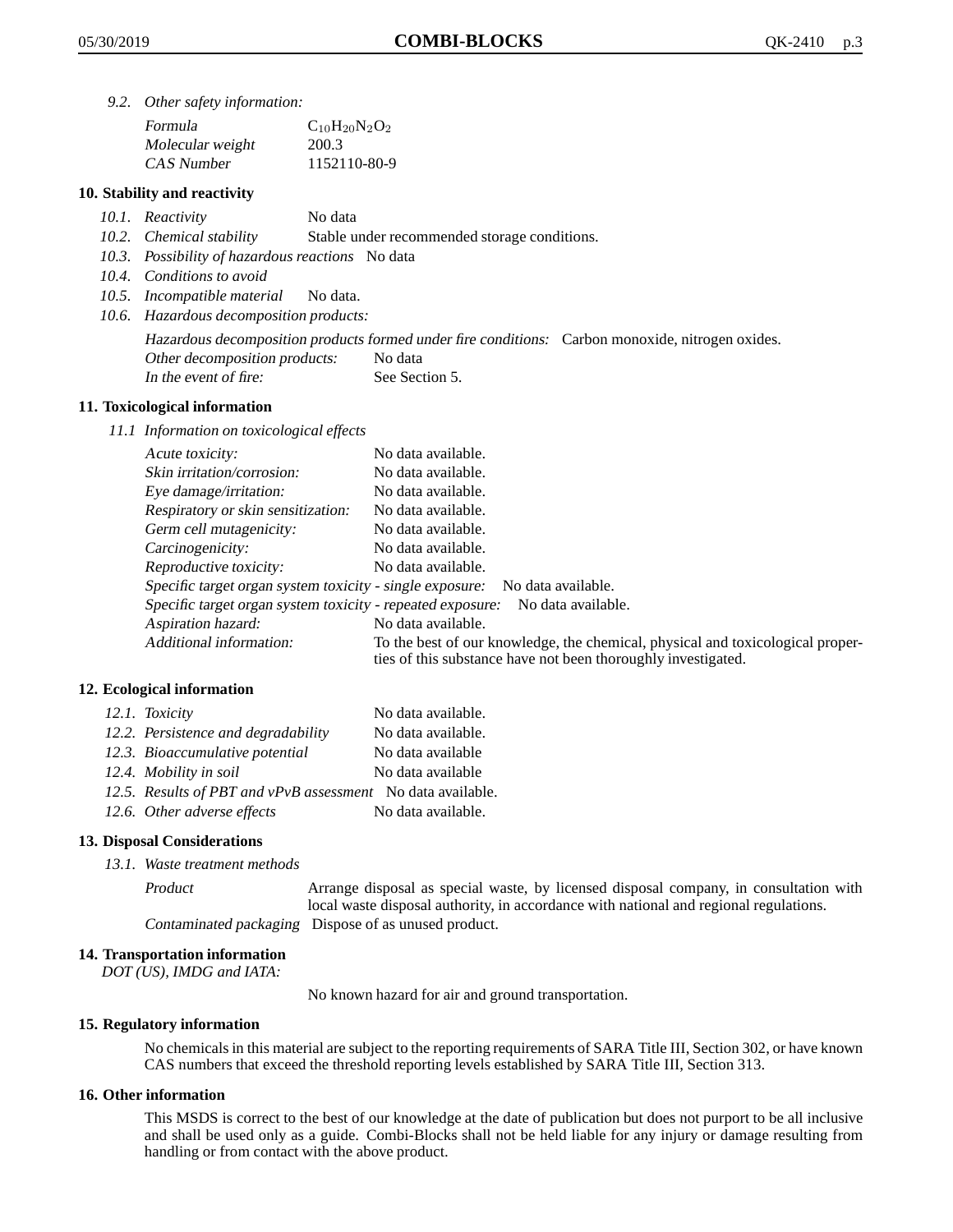*9.2. Other safety information:*

| | |
|---|---|
| *Formula* | $C_{10}H_{20}N_2O_2$ |
| *Molecular weight* | 200.3 |
| *CAS Number* | 1152110-80-9 |

## 10. Stability and reactivity

*10.1. Reactivity* No data

*10.2. Chemical stability* Stable under recommended storage conditions.

*10.3. Possibility of hazardous reactions* No data

*10.4. Conditions to avoid*

*10.5. Incompatible material* No data.

*10.6. Hazardous decomposition products:*

*Hazardous decomposition products formed under fire conditions:* Carbon monoxide, nitrogen oxides.

*Other decomposition products:* No data

*In the event of fire:* See Section 5.

## 11. Toxicological information

*11.1 Information on toxicological effects*

| | |
|---|---|
| *Acute toxicity:* | No data available. |
| *Skin irritation/corrosion:* | No data available. |
| *Eye damage/irritation:* | No data available. |
| *Respiratory or skin sensitization:* | No data available. |
| *Germ cell mutagenicity:* | No data available. |
| *Carcinogenicity:* | No data available. |
| *Reproductive toxicity:* | No data available. |
| *Specific target organ system toxicity - single exposure:* | No data available. |
| *Specific target organ system toxicity - repeated exposure:* | No data available. |
| *Aspiration hazard:* | No data available. |
| *Additional information:* | To the best of our knowledge, the chemical, physical and toxicological properties of this substance have not been thoroughly investigated. |

## 12. Ecological information

| | |
|---|---|
| *12.1. Toxicity* | No data available. |
| *12.2. Persistence and degradability* | No data available. |
| *12.3. Bioaccumulative potential* | No data available |
| *12.4. Mobility in soil* | No data available |
| *12.5. Results of PBT and vPvB assessment* | No data available. |
| *12.6. Other adverse effects* | No data available. |

## 13. Disposal Considerations

*13.1. Waste treatment methods*

*Product* Arrange disposal as special waste, by licensed disposal company, in consultation with local waste disposal authority, in accordance with national and regional regulations.

*Contaminated packaging* Dispose of as unused product.

## 14. Transportation information

*DOT (US), IMDG and IATA:*

No known hazard for air and ground transportation.

## 15. Regulatory information

No chemicals in this material are subject to the reporting requirements of SARA Title III, Section 302, or have known CAS numbers that exceed the threshold reporting levels established by SARA Title III, Section 313.

## 16. Other information

This MSDS is correct to the best of our knowledge at the date of publication but does not purport to be all inclusive and shall be used only as a guide. Combi-Blocks shall not be held liable for any injury or damage resulting from handling or from contact with the above product.